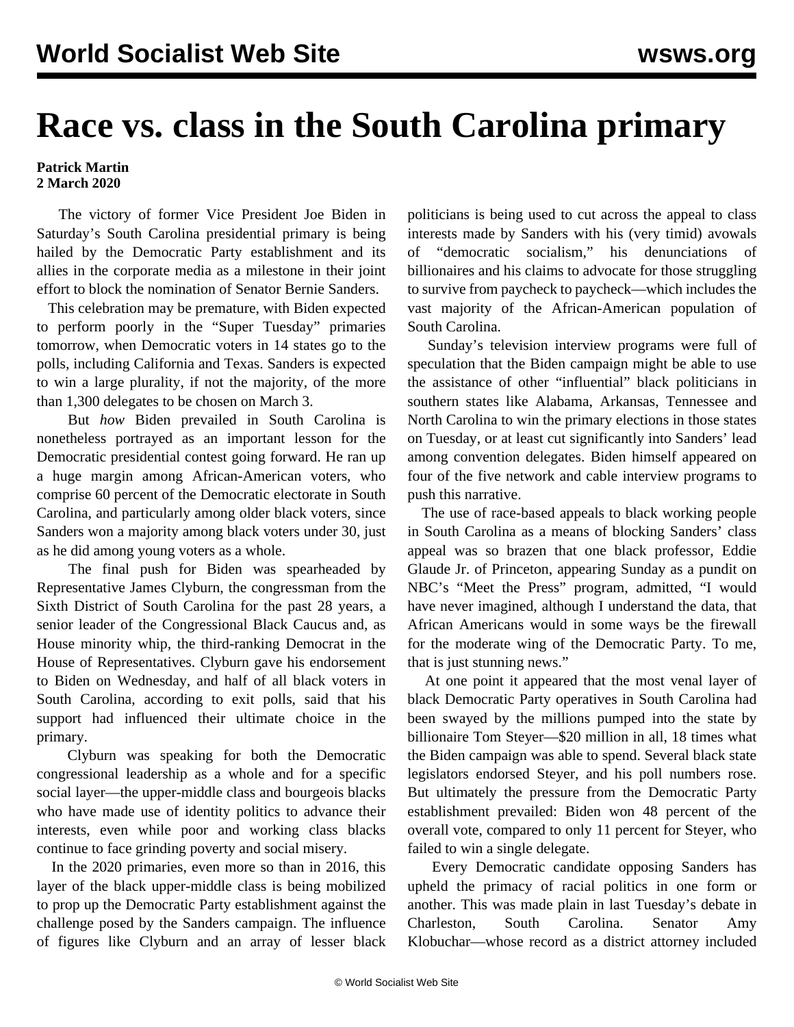# Race vs. class in the South Carolina primary

**Patrick Martin**
**2 March 2020**

The victory of former Vice President Joe Biden in Saturday's South Carolina presidential primary is being hailed by the Democratic Party establishment and its allies in the corporate media as a milestone in their joint effort to block the nomination of Senator Bernie Sanders.

This celebration may be premature, with Biden expected to perform poorly in the "Super Tuesday" primaries tomorrow, when Democratic voters in 14 states go to the polls, including California and Texas. Sanders is expected to win a large plurality, if not the majority, of the more than 1,300 delegates to be chosen on March 3.

But *how* Biden prevailed in South Carolina is nonetheless portrayed as an important lesson for the Democratic presidential contest going forward. He ran up a huge margin among African-American voters, who comprise 60 percent of the Democratic electorate in South Carolina, and particularly among older black voters, since Sanders won a majority among black voters under 30, just as he did among young voters as a whole.

The final push for Biden was spearheaded by Representative James Clyburn, the congressman from the Sixth District of South Carolina for the past 28 years, a senior leader of the Congressional Black Caucus and, as House minority whip, the third-ranking Democrat in the House of Representatives. Clyburn gave his endorsement to Biden on Wednesday, and half of all black voters in South Carolina, according to exit polls, said that his support had influenced their ultimate choice in the primary.

Clyburn was speaking for both the Democratic congressional leadership as a whole and for a specific social layer—the upper-middle class and bourgeois blacks who have made use of identity politics to advance their interests, even while poor and working class blacks continue to face grinding poverty and social misery.

In the 2020 primaries, even more so than in 2016, this layer of the black upper-middle class is being mobilized to prop up the Democratic Party establishment against the challenge posed by the Sanders campaign. The influence of figures like Clyburn and an array of lesser black politicians is being used to cut across the appeal to class interests made by Sanders with his (very timid) avowals of "democratic socialism," his denunciations of billionaires and his claims to advocate for those struggling to survive from paycheck to paycheck—which includes the vast majority of the African-American population of South Carolina.

Sunday's television interview programs were full of speculation that the Biden campaign might be able to use the assistance of other "influential" black politicians in southern states like Alabama, Arkansas, Tennessee and North Carolina to win the primary elections in those states on Tuesday, or at least cut significantly into Sanders' lead among convention delegates. Biden himself appeared on four of the five network and cable interview programs to push this narrative.

The use of race-based appeals to black working people in South Carolina as a means of blocking Sanders' class appeal was so brazen that one black professor, Eddie Glaude Jr. of Princeton, appearing Sunday as a pundit on NBC's "Meet the Press" program, admitted, "I would have never imagined, although I understand the data, that African Americans would in some ways be the firewall for the moderate wing of the Democratic Party. To me, that is just stunning news."

At one point it appeared that the most venal layer of black Democratic Party operatives in South Carolina had been swayed by the millions pumped into the state by billionaire Tom Steyer—$20 million in all, 18 times what the Biden campaign was able to spend. Several black state legislators endorsed Steyer, and his poll numbers rose. But ultimately the pressure from the Democratic Party establishment prevailed: Biden won 48 percent of the overall vote, compared to only 11 percent for Steyer, who failed to win a single delegate.

Every Democratic candidate opposing Sanders has upheld the primacy of racial politics in one form or another. This was made plain in last Tuesday's debate in Charleston, South Carolina. Senator Amy Klobuchar—whose record as a district attorney included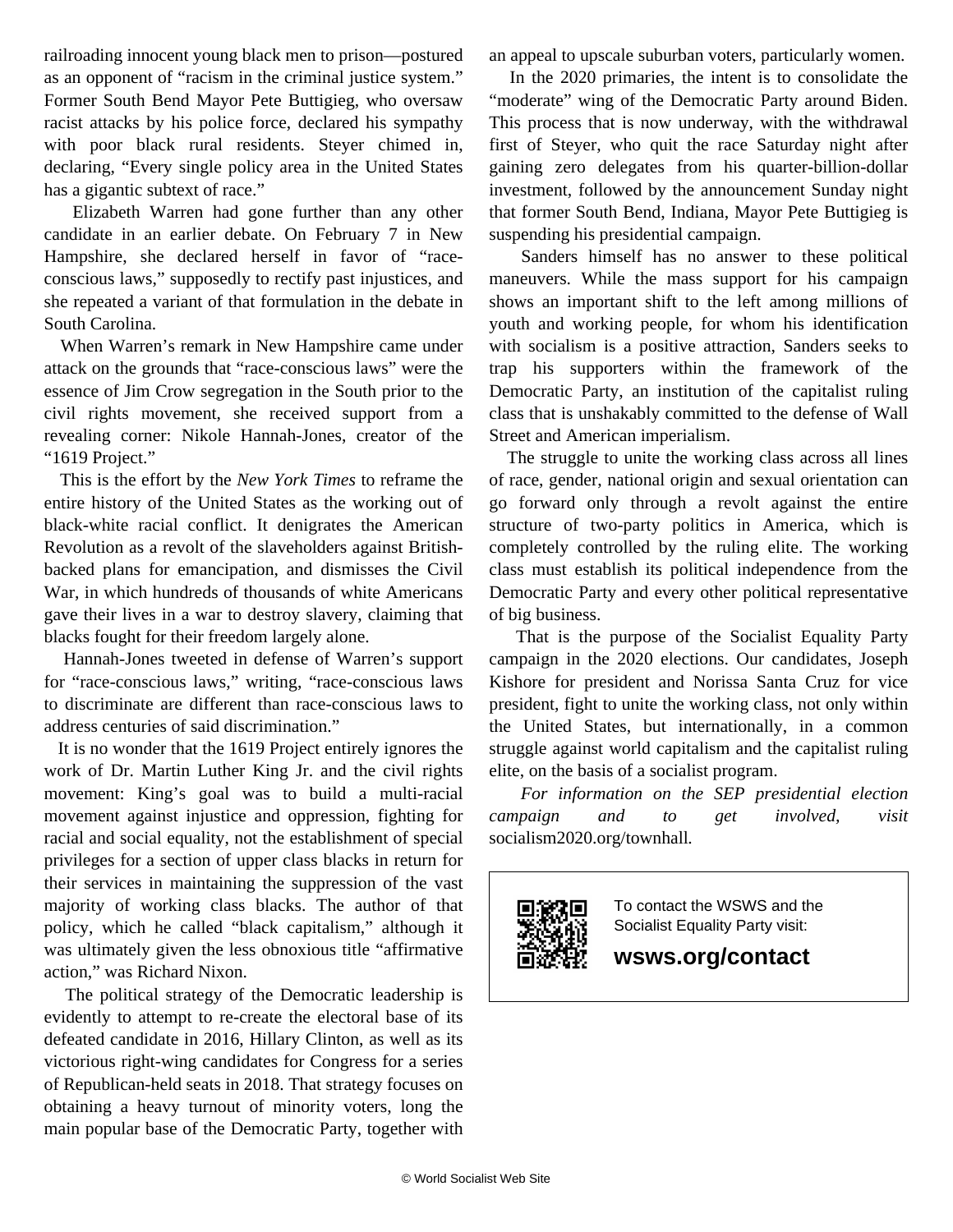railroading innocent young black men to prison—postured as an opponent of "racism in the criminal justice system." Former South Bend Mayor Pete Buttigieg, who oversaw racist attacks by his police force, declared his sympathy with poor black rural residents. Steyer chimed in, declaring, "Every single policy area in the United States has a gigantic subtext of race."

Elizabeth Warren had gone further than any other candidate in an earlier debate. On February 7 in New Hampshire, she declared herself in favor of "race-conscious laws," supposedly to rectify past injustices, and she repeated a variant of that formulation in the debate in South Carolina.

When Warren's remark in New Hampshire came under attack on the grounds that "race-conscious laws" were the essence of Jim Crow segregation in the South prior to the civil rights movement, she received support from a revealing corner: Nikole Hannah-Jones, creator of the "1619 Project."

This is the effort by the *New York Times* to reframe the entire history of the United States as the working out of black-white racial conflict. It denigrates the American Revolution as a revolt of the slaveholders against British-backed plans for emancipation, and dismisses the Civil War, in which hundreds of thousands of white Americans gave their lives in a war to destroy slavery, claiming that blacks fought for their freedom largely alone.

Hannah-Jones tweeted in defense of Warren's support for "race-conscious laws," writing, "race-conscious laws to discriminate are different than race-conscious laws to address centuries of said discrimination."

It is no wonder that the 1619 Project entirely ignores the work of Dr. Martin Luther King Jr. and the civil rights movement: King's goal was to build a multi-racial movement against injustice and oppression, fighting for racial and social equality, not the establishment of special privileges for a section of upper class blacks in return for their services in maintaining the suppression of the vast majority of working class blacks. The author of that policy, which he called "black capitalism," although it was ultimately given the less obnoxious title "affirmative action," was Richard Nixon.

The political strategy of the Democratic leadership is evidently to attempt to re-create the electoral base of its defeated candidate in 2016, Hillary Clinton, as well as its victorious right-wing candidates for Congress for a series of Republican-held seats in 2018. That strategy focuses on obtaining a heavy turnout of minority voters, long the main popular base of the Democratic Party, together with an appeal to upscale suburban voters, particularly women.

In the 2020 primaries, the intent is to consolidate the "moderate" wing of the Democratic Party around Biden. This process that is now underway, with the withdrawal first of Steyer, who quit the race Saturday night after gaining zero delegates from his quarter-billion-dollar investment, followed by the announcement Sunday night that former South Bend, Indiana, Mayor Pete Buttigieg is suspending his presidential campaign.

Sanders himself has no answer to these political maneuvers. While the mass support for his campaign shows an important shift to the left among millions of youth and working people, for whom his identification with socialism is a positive attraction, Sanders seeks to trap his supporters within the framework of the Democratic Party, an institution of the capitalist ruling class that is unshakably committed to the defense of Wall Street and American imperialism.

The struggle to unite the working class across all lines of race, gender, national origin and sexual orientation can go forward only through a revolt against the entire structure of two-party politics in America, which is completely controlled by the ruling elite. The working class must establish its political independence from the Democratic Party and every other political representative of big business.

That is the purpose of the Socialist Equality Party campaign in the 2020 elections. Our candidates, Joseph Kishore for president and Norissa Santa Cruz for vice president, fight to unite the working class, not only within the United States, but internationally, in a common struggle against world capitalism and the capitalist ruling elite, on the basis of a socialist program.

*For information on the SEP presidential election campaign and to get involved, visit* socialism2020.org/townhall*.*

To contact the WSWS and the Socialist Equality Party visit:

**wsws.org/contact**